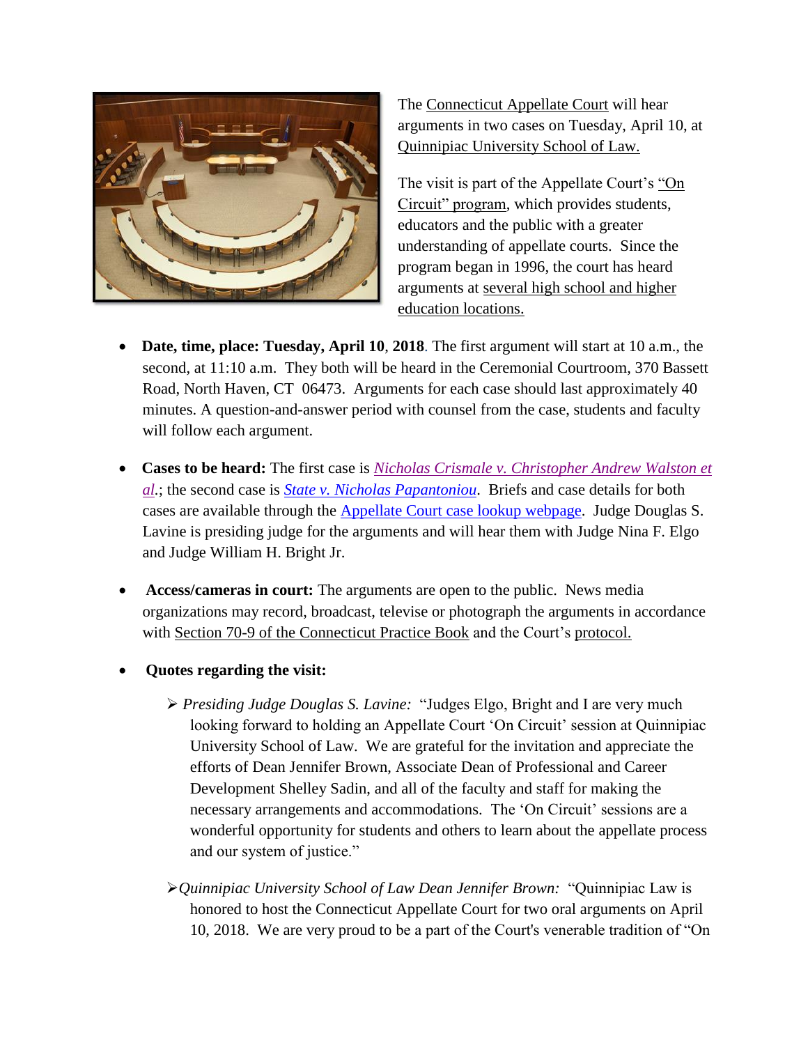The Connecticut Appellate Court will hear arguments in two cases on Tuesday, April 10, at Quinnipiac University School of Law.

The visit is part of the Appellate Court's "On Circuit" program, which provides students, educators and the public with a greater understanding of appellate courts. Since the program began in 1996, the court has heard arguments at several high school and higher education locations.

- **Date, time, place: Tuesday, April 10**, **2018**. The first argument will start at 10 a.m., the second, at 11:10 a.m. They both will be heard in the Ceremonial Courtroom, 370 Bassett Road, North Haven, CT 06473. Arguments for each case should last approximately 40 minutes. A question-and-answer period with counsel from the case, students and faculty will follow each argument.

- **Cases to be heard:** The first case is *Nicholas Crismale v. Christopher Andrew Walston et al*.; the second case is *State v. Nicholas Papantoniou*. Briefs and case details for both cases are available through the Appellate Court case lookup webpage. Judge Douglas S. Lavine is presiding judge for the arguments and will hear them with Judge Nina F. Elgo and Judge William H. Bright Jr.

- **Access/cameras in court:** The arguments are open to the public. News media organizations may record, broadcast, televise or photograph the arguments in accordance with Section 70-9 of the Connecticut Practice Book and the Court's protocol.

- **Quotes regarding the visit:**

  - *Presiding Judge Douglas S. Lavine:* "Judges Elgo, Bright and I are very much looking forward to holding an Appellate Court 'On Circuit' session at Quinnipiac University School of Law. We are grateful for the invitation and appreciate the efforts of Dean Jennifer Brown, Associate Dean of Professional and Career Development Shelley Sadin, and all of the faculty and staff for making the necessary arrangements and accommodations. The 'On Circuit' sessions are a wonderful opportunity for students and others to learn about the appellate process and our system of justice."

  - *Quinnipiac University School of Law Dean Jennifer Brown:* "Quinnipiac Law is honored to host the Connecticut Appellate Court for two oral arguments on April 10, 2018. We are very proud to be a part of the Court's venerable tradition of "On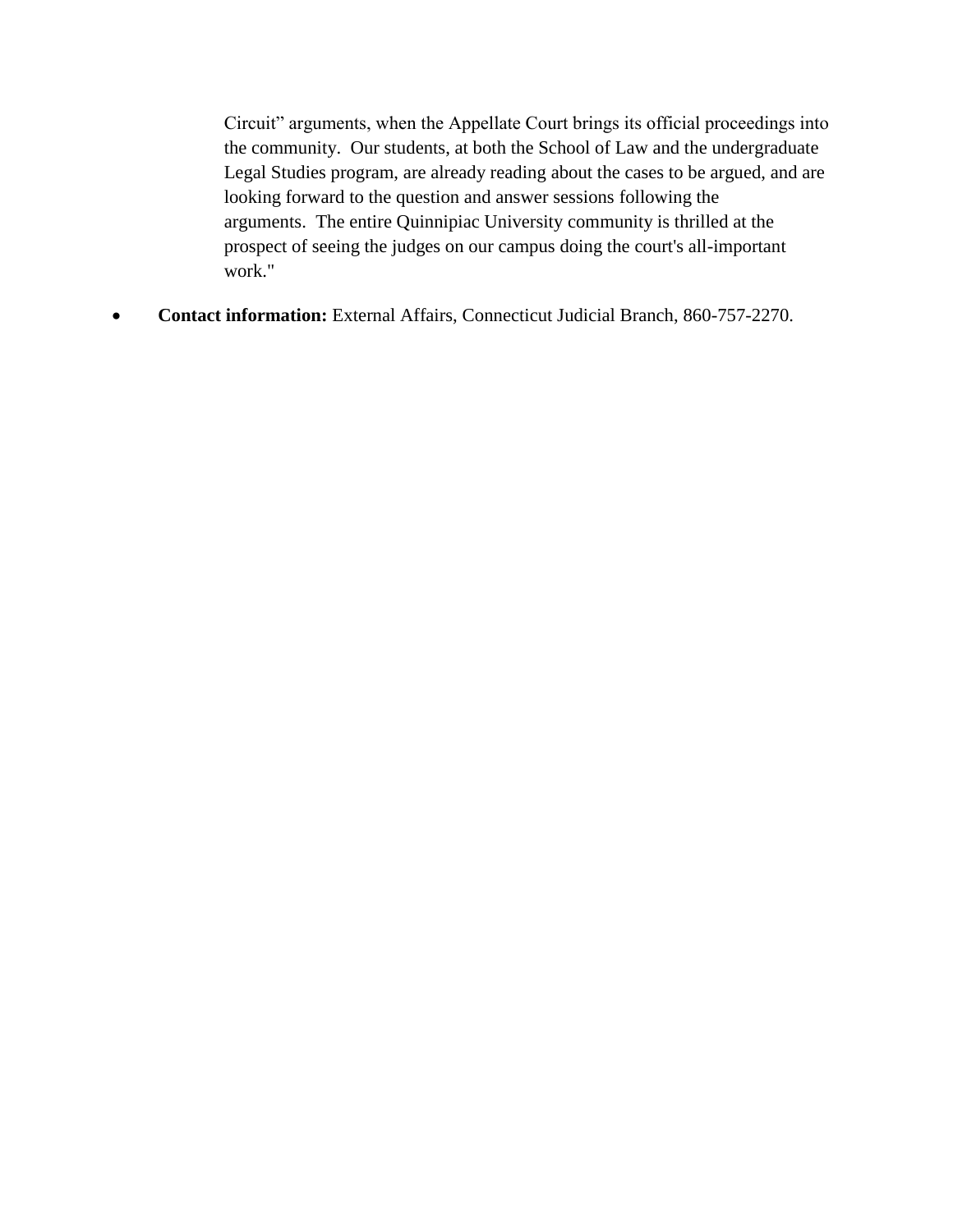Circuit" arguments, when the Appellate Court brings its official proceedings into the community. Our students, at both the School of Law and the undergraduate Legal Studies program, are already reading about the cases to be argued, and are looking forward to the question and answer sessions following the arguments. The entire Quinnipiac University community is thrilled at the prospect of seeing the judges on our campus doing the court's all-important work."

- **Contact information:** External Affairs, Connecticut Judicial Branch, 860-757-2270.